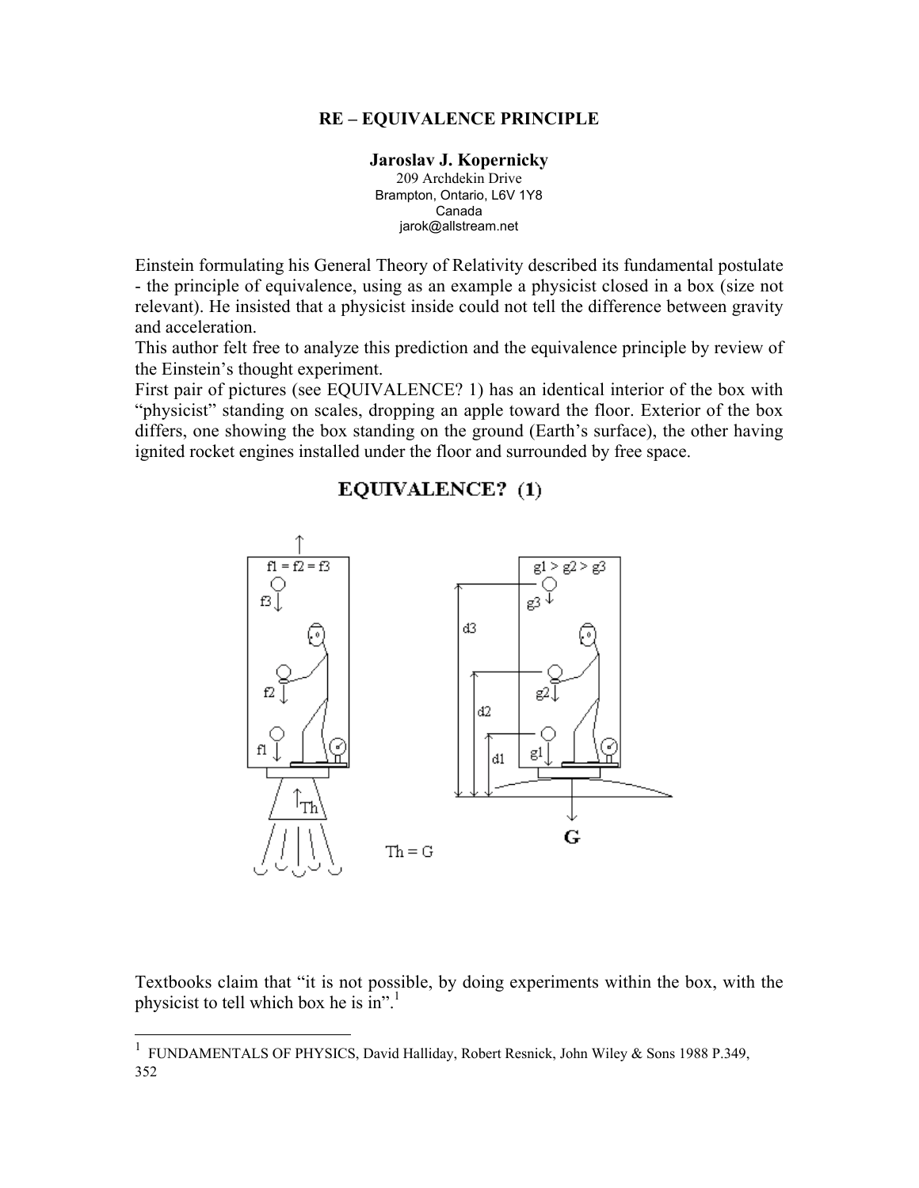# RE – EQUIVALENCE PRINCIPLE

**Jaroslav J. Kopernicky**
209 Archdekin Drive
Brampton, Ontario, L6V 1Y8
Canada
jarok@allstream.net

Einstein formulating his General Theory of Relativity described its fundamental postulate - the principle of equivalence, using as an example a physicist closed in a box (size not relevant). He insisted that a physicist inside could not tell the difference between gravity and acceleration.
This author felt free to analyze this prediction and the equivalence principle by review of the Einstein's thought experiment.
First pair of pictures (see EQUIVALENCE? 1) has an identical interior of the box with "physicist" standing on scales, dropping an apple toward the floor. Exterior of the box differs, one showing the box standing on the ground (Earth's surface), the other having ignited rocket engines installed under the floor and surrounded by free space.

**EQUIVALENCE? (1)**

$f1 = f2 = f3$ $\quad$ $g1 > g2 > g3$ $\quad$ $Th = G$

Textbooks claim that "it is not possible, by doing experiments within the box, with the physicist to tell which box he is in".[1]

---

[1] FUNDAMENTALS OF PHYSICS, David Halliday, Robert Resnick, John Wiley & Sons 1988 P.349, 352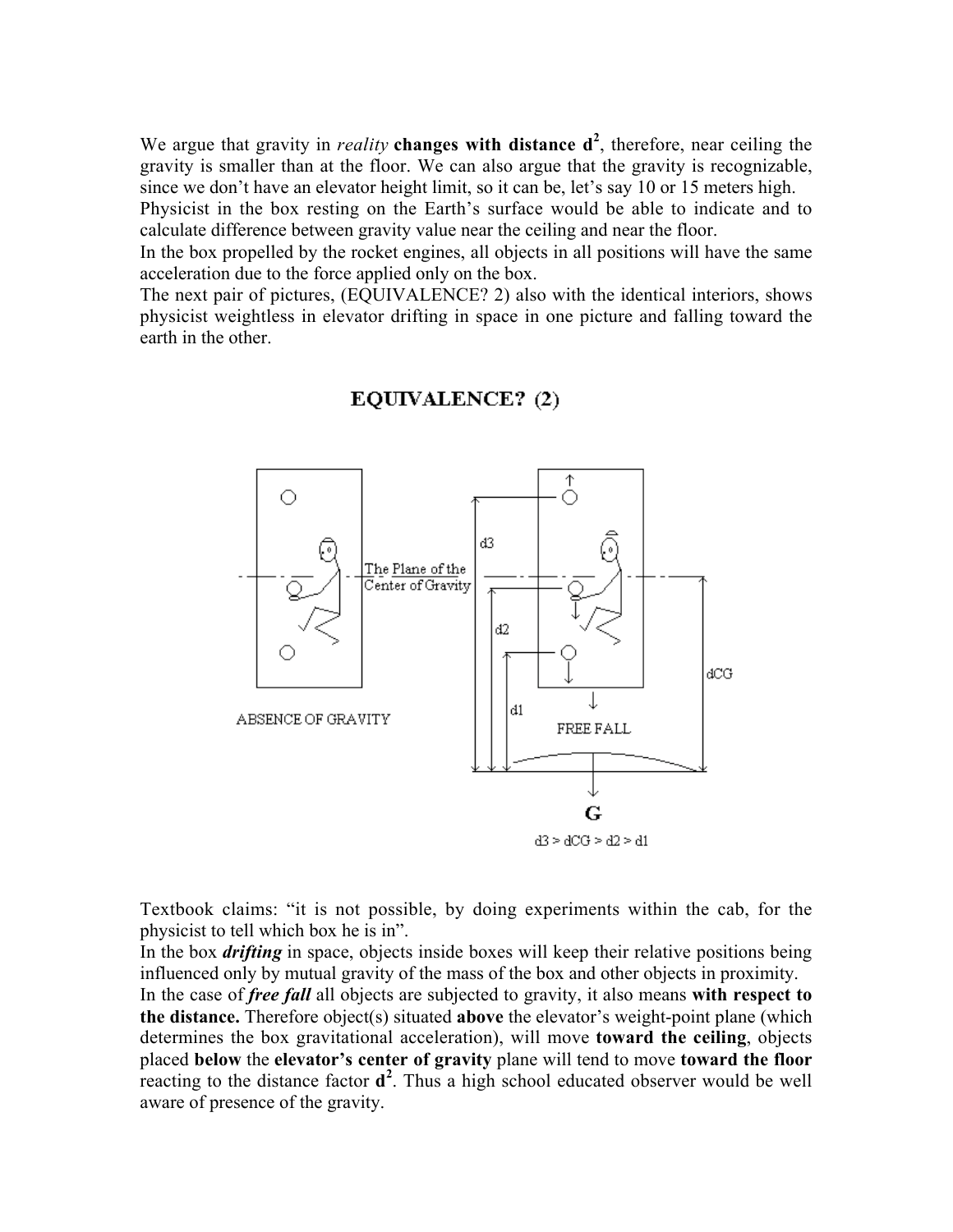We argue that gravity in *reality* **changes with distance $d^2$**, therefore, near ceiling the gravity is smaller than at the floor. We can also argue that the gravity is recognizable, since we don't have an elevator height limit, so it can be, let's say 10 or 15 meters high.
Physicist in the box resting on the Earth's surface would be able to indicate and to calculate difference between gravity value near the ceiling and near the floor.
In the box propelled by the rocket engines, all objects in all positions will have the same acceleration due to the force applied only on the box.
The next pair of pictures, (EQUIVALENCE? 2) also with the identical interiors, shows physicist weightless in elevator drifting in space in one picture and falling toward the earth in the other.

**EQUIVALENCE? (2)**

ABSENCE OF GRAVITY

The Plane of the Center of Gravity

FREE FALL

G

$d3 > dCG > d2 > d1$

Textbook claims: "it is not possible, by doing experiments within the cab, for the physicist to tell which box he is in".
In the box ***drifting*** in space, objects inside boxes will keep their relative positions being influenced only by mutual gravity of the mass of the box and other objects in proximity.
In the case of ***free fall*** all objects are subjected to gravity, it also means **with respect to the distance.** Therefore object(s) situated **above** the elevator's weight-point plane (which determines the box gravitational acceleration), will move **toward the ceiling**, objects placed **below** the **elevator's center of gravity** plane will tend to move **toward the floor** reacting to the distance factor $d^2$. Thus a high school educated observer would be well aware of presence of the gravity.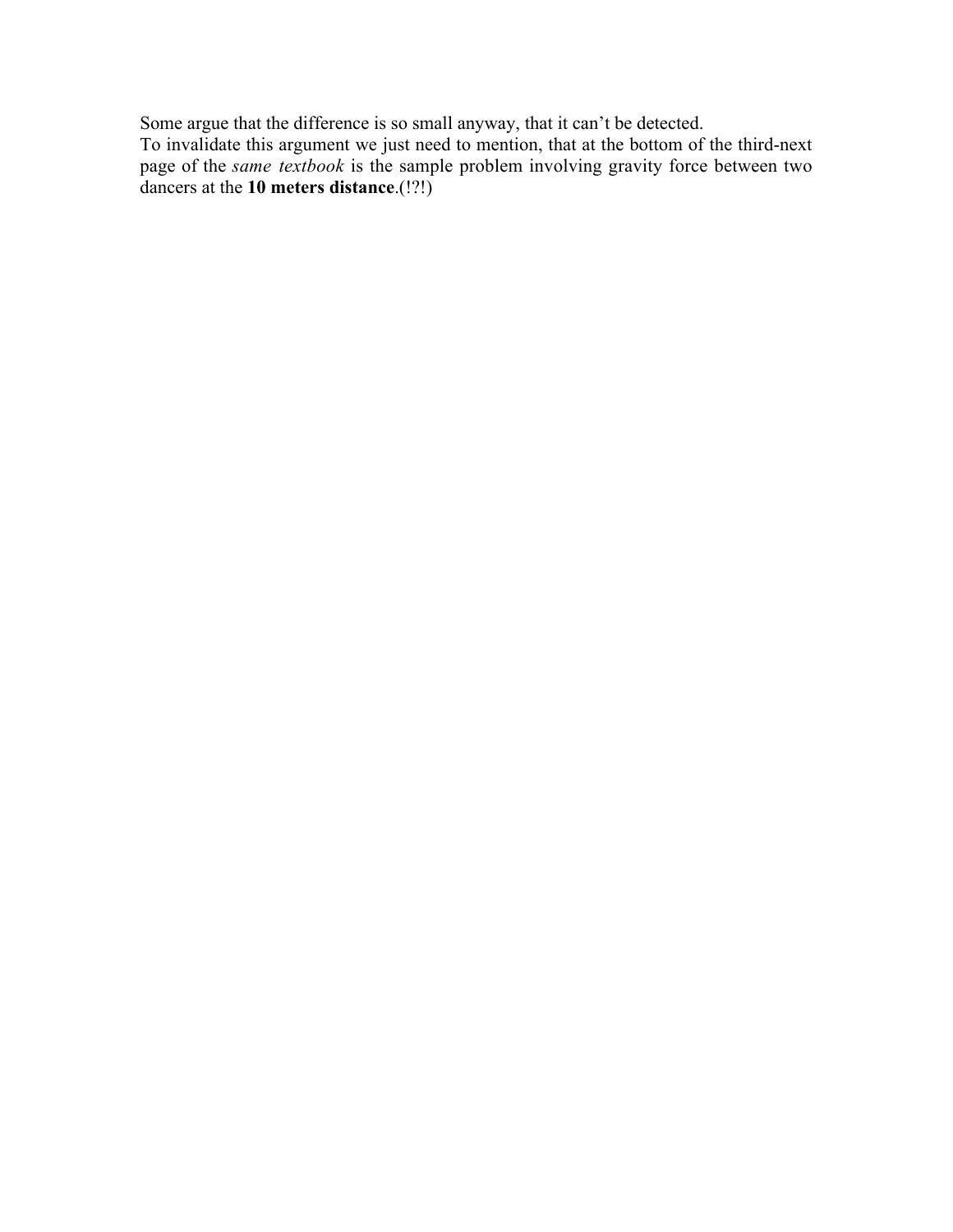Some argue that the difference is so small anyway, that it can't be detected.
To invalidate this argument we just need to mention, that at the bottom of the third-next page of the *same textbook* is the sample problem involving gravity force between two dancers at the **10 meters distance**.(!?!)